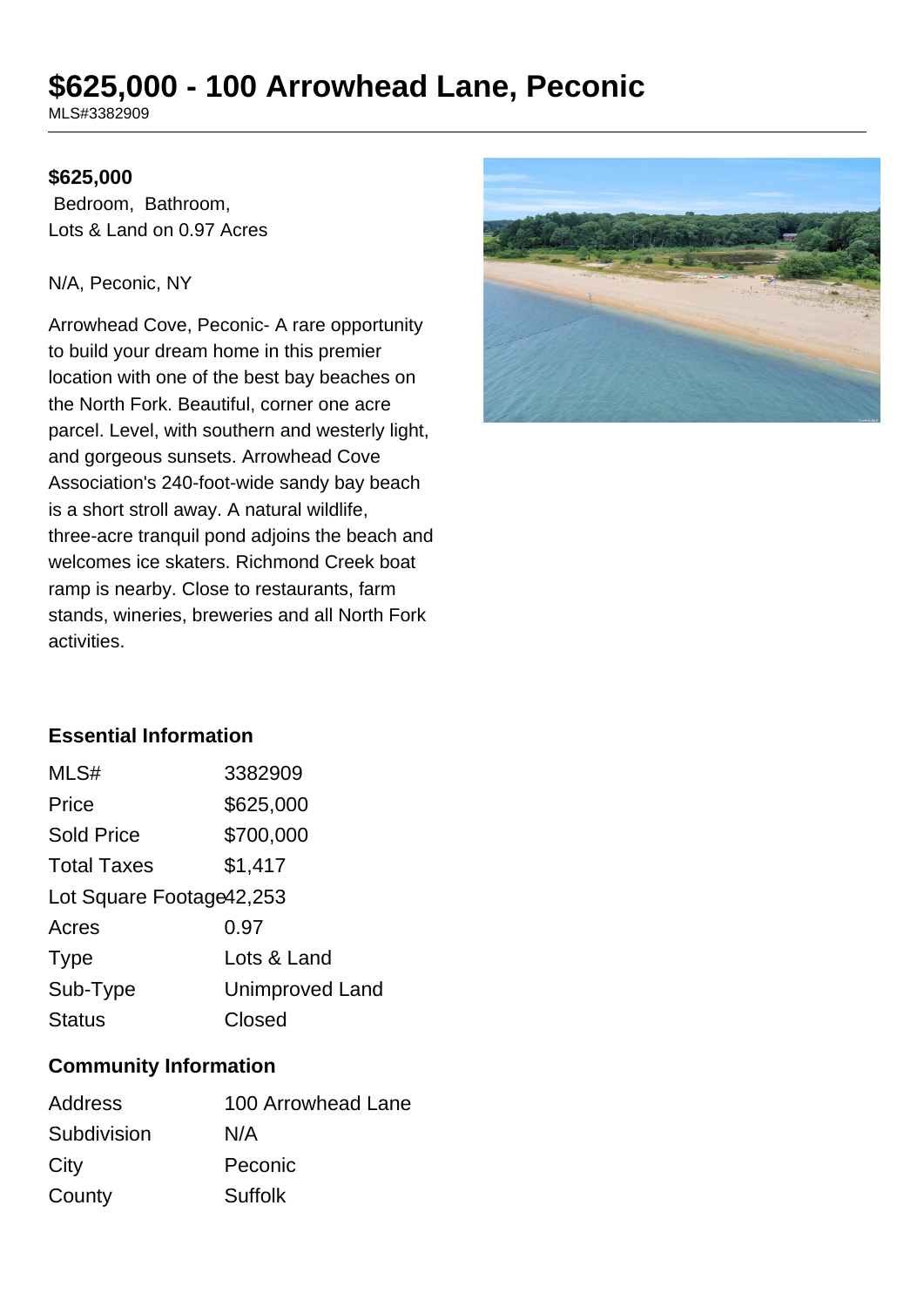# $625,000 - 100 Arrowhead Lane, Peconic

MLS#3382909

**$625,000**

Bedroom, Bathroom,
Lots & Land on 0.97 Acres

N/A, Peconic, NY

Arrowhead Cove, Peconic- A rare opportunity to build your dream home in this premier location with one of the best bay beaches on the North Fork. Beautiful, corner one acre parcel. Level, with southern and westerly light, and gorgeous sunsets. Arrowhead Cove Association's 240-foot-wide sandy bay beach is a short stroll away. A natural wildlife, three-acre tranquil pond adjoins the beach and welcomes ice skaters. Richmond Creek boat ramp is nearby. Close to restaurants, farm stands, wineries, breweries and all North Fork activities.

## Essential Information

| | |
|---|---|
| MLS# | 3382909 |
| Price | $625,000 |
| Sold Price | $700,000 |
| Total Taxes | $1,417 |
| Lot Square Footage | 42,253 |
| Acres | 0.97 |
| Type | Lots & Land |
| Sub-Type | Unimproved Land |
| Status | Closed |

## Community Information

| | |
|---|---|
| Address | 100 Arrowhead Lane |
| Subdivision | N/A |
| City | Peconic |
| County | Suffolk |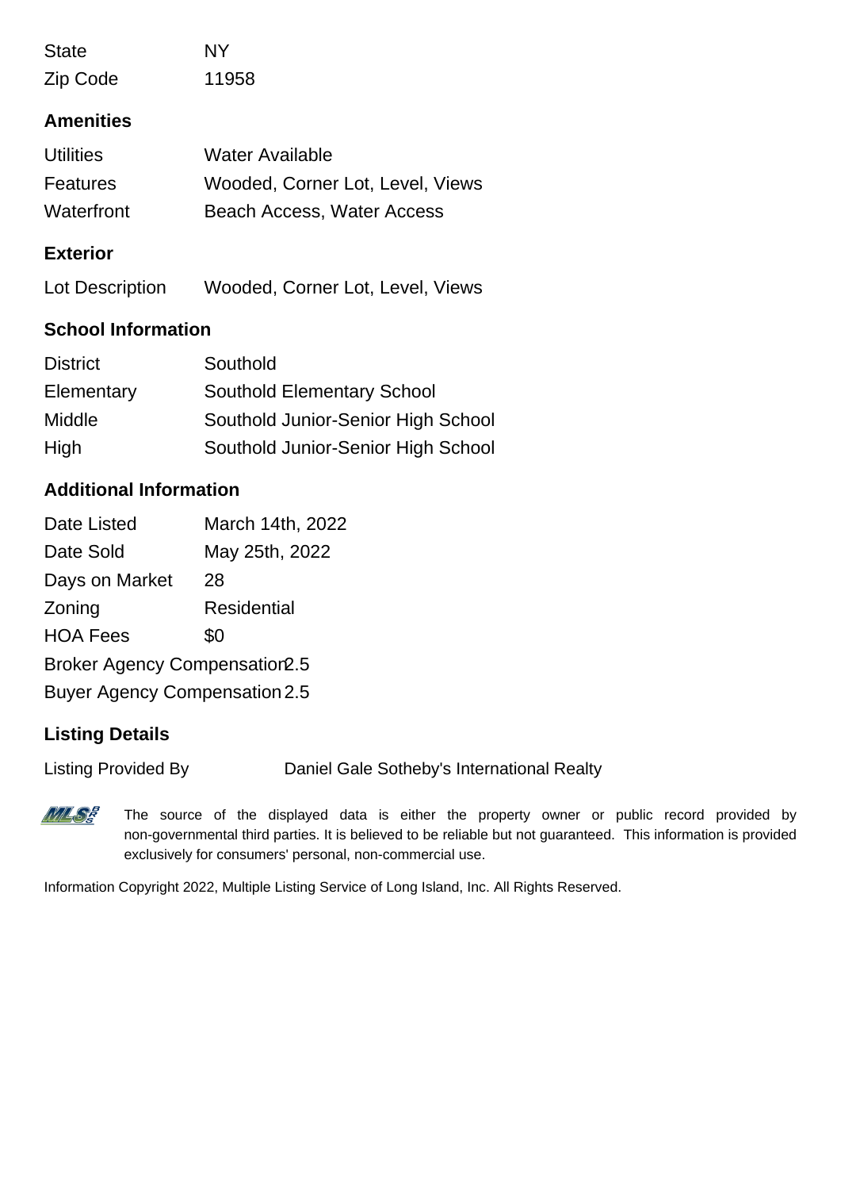| | |
|---|---|
| State | NY |
| Zip Code | 11958 |

## Amenities

| | |
|---|---|
| Utilities | Water Available |
| Features | Wooded, Corner Lot, Level, Views |
| Waterfront | Beach Access, Water Access |

## Exterior

| | |
|---|---|
| Lot Description | Wooded, Corner Lot, Level, Views |

## School Information

| | |
|---|---|
| District | Southold |
| Elementary | Southold Elementary School |
| Middle | Southold Junior-Senior High School |
| High | Southold Junior-Senior High School |

## Additional Information

| | |
|---|---|
| Date Listed | March 14th, 2022 |
| Date Sold | May 25th, 2022 |
| Days on Market | 28 |
| Zoning | Residential |
| HOA Fees | $0 |
| Broker Agency Compensation | 2.5 |
| Buyer Agency Compensation | 2.5 |

## Listing Details

| | |
|---|---|
| Listing Provided By | Daniel Gale Sotheby's International Realty |

The source of the displayed data is either the property owner or public record provided by non-governmental third parties. It is believed to be reliable but not guaranteed. This information is provided exclusively for consumers' personal, non-commercial use.

Information Copyright 2022, Multiple Listing Service of Long Island, Inc. All Rights Reserved.